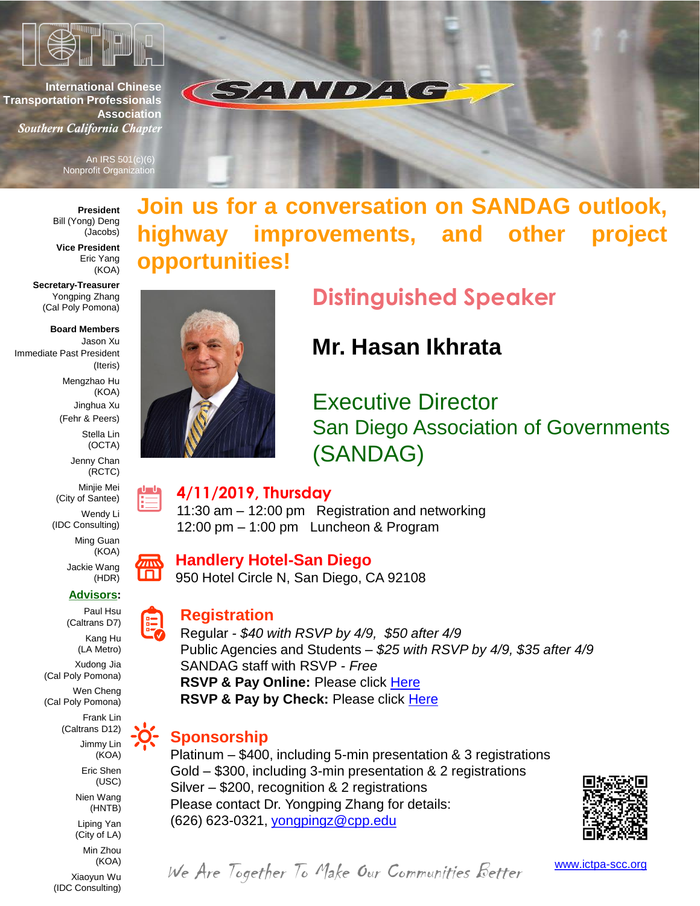International Chinese Transportation Professionals Association

*Southern California Chapter*

An IRS 501(c)(6) Nonprofit Organization

SANDAG

**President**
Bill (Yong) Deng
(Jacobs)

**Vice President**
Eric Yang
(KOA)

**Secretary-Treasurer**
Yongping Zhang
(Cal Poly Pomona)

**Board Members**
Jason Xu
Immediate Past President
(Iteris)

Mengzhao Hu
(KOA)

Jinghua Xu
(Fehr & Peers)

Stella Lin
(OCTA)

Jenny Chan
(RCTC)

Minjie Mei
(City of Santee)

Wendy Li
(IDC Consulting)

Ming Guan
(KOA)

Jackie Wang
(HDR)

**Advisors:**

Paul Hsu
(Caltrans D7)

Kang Hu
(LA Metro)

Xudong Jia
(Cal Poly Pomona)

Wen Cheng
(Cal Poly Pomona)

Frank Lin
(Caltrans D12)

Jimmy Lin
(KOA)

Eric Shen
(USC)

Nien Wang
(HNTB)

Liping Yan
(City of LA)

Min Zhou
(KOA)

Xiaoyun Wu
(IDC Consulting)

# Join us for a conversation on SANDAG outlook, highway improvements, and other project opportunities!

## Distinguished Speaker

### Mr. Hasan Ikhrata

Executive Director
San Diego Association of Governments (SANDAG)

**4/11/2019, Thursday**
11:30 am – 12:00 pm Registration and networking
12:00 pm – 1:00 pm Luncheon & Program

**Handlery Hotel-San Diego**
950 Hotel Circle N, San Diego, CA 92108

**Registration**
Regular - *$40 with RSVP by 4/9, $50 after 4/9*
Public Agencies and Students – *$25 with RSVP by 4/9, $35 after 4/9*
SANDAG staff with RSVP - *Free*
**RSVP & Pay Online:** Please click Here
**RSVP & Pay by Check:** Please click Here

**Sponsorship**
Platinum – $400, including 5-min presentation & 3 registrations
Gold – $300, including 3-min presentation & 2 registrations
Silver – $200, recognition & 2 registrations
Please contact Dr. Yongping Zhang for details:
(626) 623-0321, yongpingz@cpp.edu

*We Are Together To Make Our Communities Better*

www.ictpa-scc.org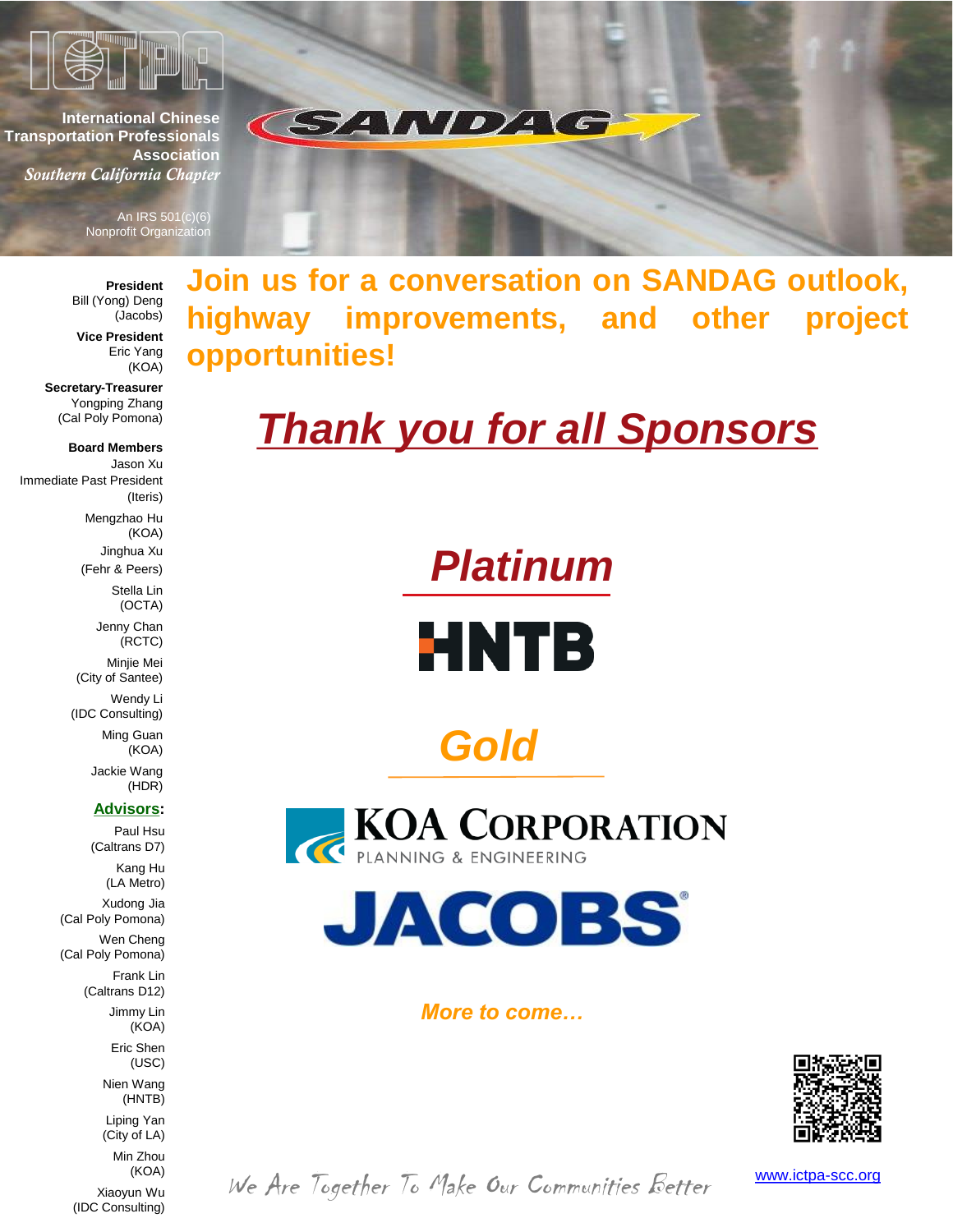International Chinese Transportation Professionals Association

*Southern California Chapter*

An IRS 501(c)(6) Nonprofit Organization

SANDAG

**President**
Bill (Yong) Deng
(Jacobs)

**Vice President**
Eric Yang
(KOA)

**Secretary-Treasurer**
Yongping Zhang
(Cal Poly Pomona)

**Board Members**
Jason Xu
Immediate Past President
(Iteris)

Mengzhao Hu
(KOA)

Jinghua Xu
(Fehr & Peers)

Stella Lin
(OCTA)

Jenny Chan
(RCTC)

Minjie Mei
(City of Santee)

Wendy Li
(IDC Consulting)

Ming Guan
(KOA)

Jackie Wang
(HDR)

**Advisors:**

Paul Hsu
(Caltrans D7)

Kang Hu
(LA Metro)

Xudong Jia
(Cal Poly Pomona)

Wen Cheng
(Cal Poly Pomona)

Frank Lin
(Caltrans D12)

Jimmy Lin
(KOA)

Eric Shen
(USC)

Nien Wang
(HNTB)

Liping Yan
(City of LA)

Min Zhou
(KOA)

Xiaoyun Wu
(IDC Consulting)

# Join us for a conversation on SANDAG outlook, highway improvements, and other project opportunities!

## *Thank you for all Sponsors*

### *Platinum*

HNTB

### *Gold*

KOA CORPORATION
PLANNING & ENGINEERING

JACOBS

***More to come…***

We Are Together To Make Our Communities Better

www.ictpa-scc.org